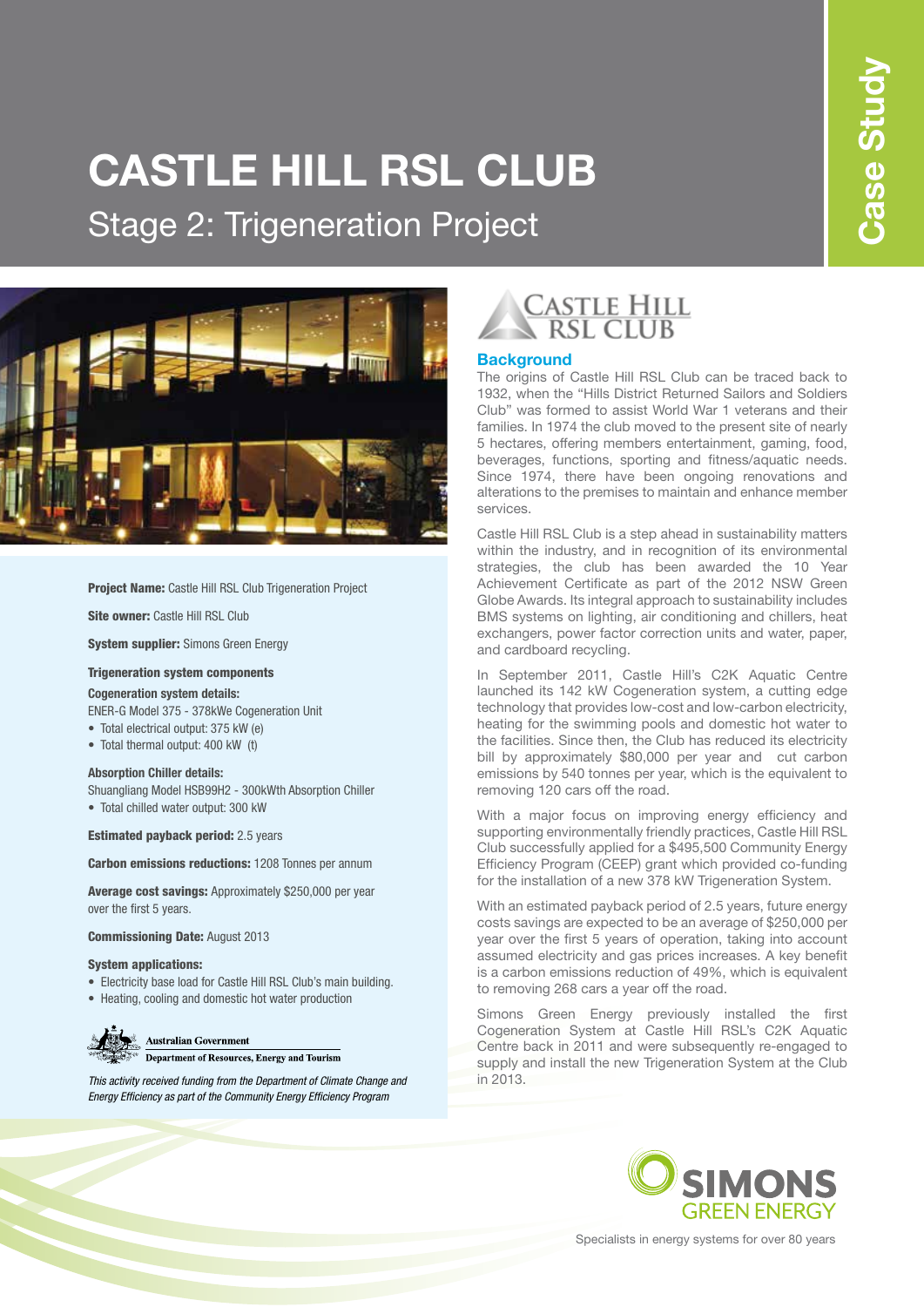# CASTLE HILL RSL CLUB

## Stage 2: Trigeneration Project

Case Study

**Project Name:** Castle Hill RSL Club Trigeneration Project

**Site owner:** Castle Hill RSL Club

**System supplier:** Simons Green Energy

**Trigeneration system components**

**Cogeneration system details:**

ENER-G Model 375 - 378kWe Cogeneration Unit

- Total electrical output: 375 kW (e)
- Total thermal output: 400 kW (t)

**Absorption Chiller details:**

Shuangliang Model HSB99H2 - 300kWth Absorption Chiller

- Total chilled water output: 300 kW

**Estimated payback period:** 2.5 years

**Carbon emissions reductions:** 1208 Tonnes per annum

**Average cost savings:** Approximately $250,000 per year over the first 5 years.

**Commissioning Date:** August 2013

**System applications:**

- Electricity base load for Castle Hill RSL Club's main building.
- Heating, cooling and domestic hot water production

Australian Government
Department of Resources, Energy and Tourism

*This activity received funding from the Department of Climate Change and Energy Efficiency as part of the Community Energy Efficiency Program*

CASTLE HILL RSL CLUB

### Background

The origins of Castle Hill RSL Club can be traced back to 1932, when the "Hills District Returned Sailors and Soldiers Club" was formed to assist World War 1 veterans and their families. In 1974 the club moved to the present site of nearly 5 hectares, offering members entertainment, gaming, food, beverages, functions, sporting and fitness/aquatic needs. Since 1974, there have been ongoing renovations and alterations to the premises to maintain and enhance member services.

Castle Hill RSL Club is a step ahead in sustainability matters within the industry, and in recognition of its environmental strategies, the club has been awarded the 10 Year Achievement Certificate as part of the 2012 NSW Green Globe Awards. Its integral approach to sustainability includes BMS systems on lighting, air conditioning and chillers, heat exchangers, power factor correction units and water, paper, and cardboard recycling.

In September 2011, Castle Hill's C2K Aquatic Centre launched its 142 kW Cogeneration system, a cutting edge technology that provides low-cost and low-carbon electricity, heating for the swimming pools and domestic hot water to the facilities. Since then, the Club has reduced its electricity bill by approximately $80,000 per year and cut carbon emissions by 540 tonnes per year, which is the equivalent to removing 120 cars off the road.

With a major focus on improving energy efficiency and supporting environmentally friendly practices, Castle Hill RSL Club successfully applied for a $495,500 Community Energy Efficiency Program (CEEP) grant which provided co-funding for the installation of a new 378 kW Trigeneration System.

With an estimated payback period of 2.5 years, future energy costs savings are expected to be an average of $250,000 per year over the first 5 years of operation, taking into account assumed electricity and gas prices increases. A key benefit is a carbon emissions reduction of 49%, which is equivalent to removing 268 cars a year off the road.

Simons Green Energy previously installed the first Cogeneration System at Castle Hill RSL's C2K Aquatic Centre back in 2011 and were subsequently re-engaged to supply and install the new Trigeneration System at the Club in 2013.

SIMONS GREEN ENERGY

Specialists in energy systems for over 80 years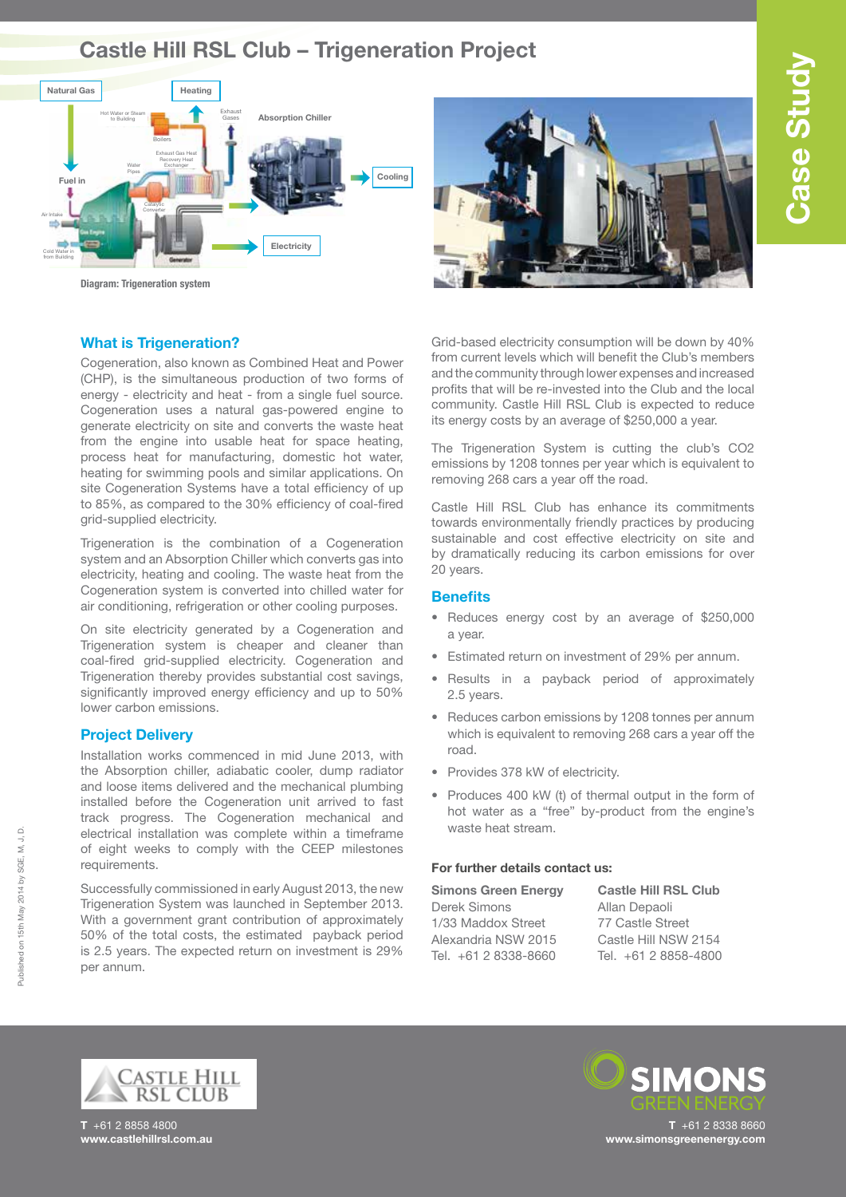# Castle Hill RSL Club – Trigeneration Project

Natural Gas

Heating

Hot Water or Steam to Building

Exhaust Gases

Absorption Chiller

Boilers

Exhaust Gas Heat Recovery Heat Exchanger

Water Pipes

Cooling

Fuel in

Air Intake

Catalytic Converter

Gas Engine

Cold Water in from Building

Generator

Electricity

Diagram: Trigeneration system

Case Study

## What is Trigeneration?

Cogeneration, also known as Combined Heat and Power (CHP), is the simultaneous production of two forms of energy - electricity and heat - from a single fuel source. Cogeneration uses a natural gas-powered engine to generate electricity on site and converts the waste heat from the engine into usable heat for space heating, process heat for manufacturing, domestic hot water, heating for swimming pools and similar applications. On site Cogeneration Systems have a total efficiency of up to 85%, as compared to the 30% efficiency of coal-fired grid-supplied electricity.

Trigeneration is the combination of a Cogeneration system and an Absorption Chiller which converts gas into electricity, heating and cooling. The waste heat from the Cogeneration system is converted into chilled water for air conditioning, refrigeration or other cooling purposes.

On site electricity generated by a Cogeneration and Trigeneration system is cheaper and cleaner than coal-fired grid-supplied electricity. Cogeneration and Trigeneration thereby provides substantial cost savings, significantly improved energy efficiency and up to 50% lower carbon emissions.

## Project Delivery

Installation works commenced in mid June 2013, with the Absorption chiller, adiabatic cooler, dump radiator and loose items delivered and the mechanical plumbing installed before the Cogeneration unit arrived to fast track progress. The Cogeneration mechanical and electrical installation was complete within a timeframe of eight weeks to comply with the CEEP milestones requirements.

Successfully commissioned in early August 2013, the new Trigeneration System was launched in September 2013. With a government grant contribution of approximately 50% of the total costs, the estimated payback period is 2.5 years. The expected return on investment is 29% per annum.

Grid-based electricity consumption will be down by 40% from current levels which will benefit the Club's members and the community through lower expenses and increased profits that will be re-invested into the Club and the local community. Castle Hill RSL Club is expected to reduce its energy costs by an average of $250,000 a year.

The Trigeneration System is cutting the club's CO2 emissions by 1208 tonnes per year which is equivalent to removing 268 cars a year off the road.

Castle Hill RSL Club has enhance its commitments towards environmentally friendly practices by producing sustainable and cost effective electricity on site and by dramatically reducing its carbon emissions for over 20 years.

## Benefits

- Reduces energy cost by an average of $250,000 a year.
- Estimated return on investment of 29% per annum.
- Results in a payback period of approximately 2.5 years.
- Reduces carbon emissions by 1208 tonnes per annum which is equivalent to removing 268 cars a year off the road.
- Provides 378 kW of electricity.
- Produces 400 kW (t) of thermal output in the form of hot water as a "free" by-product from the engine's waste heat stream.

**For further details contact us:**

**Simons Green Energy**
Derek Simons
1/33 Maddox Street
Alexandria NSW 2015
Tel. +61 2 8338-8660

**Castle Hill RSL Club**
Allan Depaoli
77 Castle Street
Castle Hill NSW 2154
Tel. +61 2 8858-4800

Published on 15th May 2014 by SGE. M. J. D.

CASTLE HILL RSL CLUB

**T** +61 2 8858 4800
**www.castlehillrsl.com.au**

SIMONS GREEN ENERGY

**T** +61 2 8338 8660
**www.simonsgreenenergy.com**